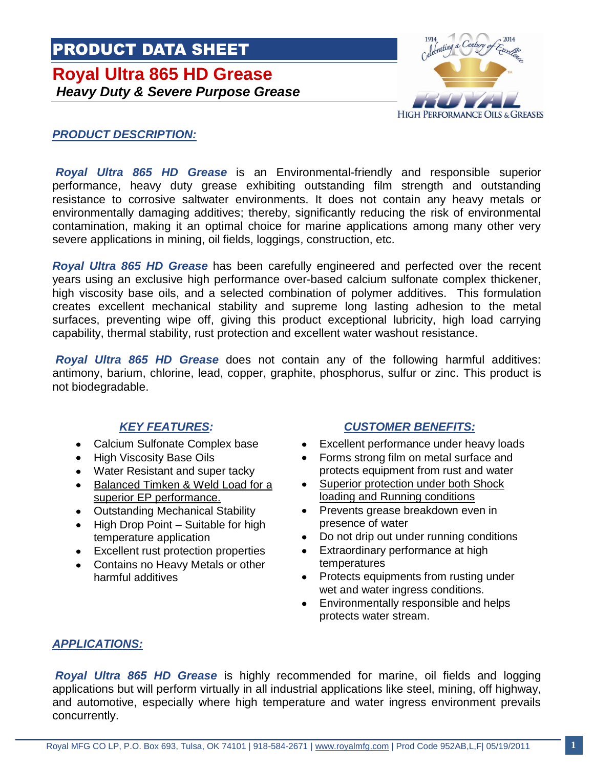# PRODUCT DATA SHEET

## Royal Ultra 865 HD Grease

***Heavy Duty & Severe Purpose Grease***

### *PRODUCT DESCRIPTION:*

***Royal Ultra 865 HD Grease*** is an Environmental-friendly and responsible superior performance, heavy duty grease exhibiting outstanding film strength and outstanding resistance to corrosive saltwater environments. It does not contain any heavy metals or environmentally damaging additives; thereby, significantly reducing the risk of environmental contamination, making it an optimal choice for marine applications among many other very severe applications in mining, oil fields, loggings, construction, etc.

***Royal Ultra 865 HD Grease*** has been carefully engineered and perfected over the recent years using an exclusive high performance over-based calcium sulfonate complex thickener, high viscosity base oils, and a selected combination of polymer additives. This formulation creates excellent mechanical stability and supreme long lasting adhesion to the metal surfaces, preventing wipe off, giving this product exceptional lubricity, high load carrying capability, thermal stability, rust protection and excellent water washout resistance.

***Royal Ultra 865 HD Grease*** does not contain any of the following harmful additives: antimony, barium, chlorine, lead, copper, graphite, phosphorus, sulfur or zinc. This product is not biodegradable.

### *KEY FEATURES:*

- Calcium Sulfonate Complex base
- High Viscosity Base Oils
- Water Resistant and super tacky
- Balanced Timken & Weld Load for a superior EP performance.
- Outstanding Mechanical Stability
- High Drop Point – Suitable for high temperature application
- Excellent rust protection properties
- Contains no Heavy Metals or other harmful additives

### *CUSTOMER BENEFITS:*

- Excellent performance under heavy loads
- Forms strong film on metal surface and protects equipment from rust and water
- Superior protection under both Shock loading and Running conditions
- Prevents grease breakdown even in presence of water
- Do not drip out under running conditions
- Extraordinary performance at high temperatures
- Protects equipments from rusting under wet and water ingress conditions.
- Environmentally responsible and helps protects water stream.

### *APPLICATIONS:*

***Royal Ultra 865 HD Grease*** is highly recommended for marine, oil fields and logging applications but will perform virtually in all industrial applications like steel, mining, off highway, and automotive, especially where high temperature and water ingress environment prevails concurrently.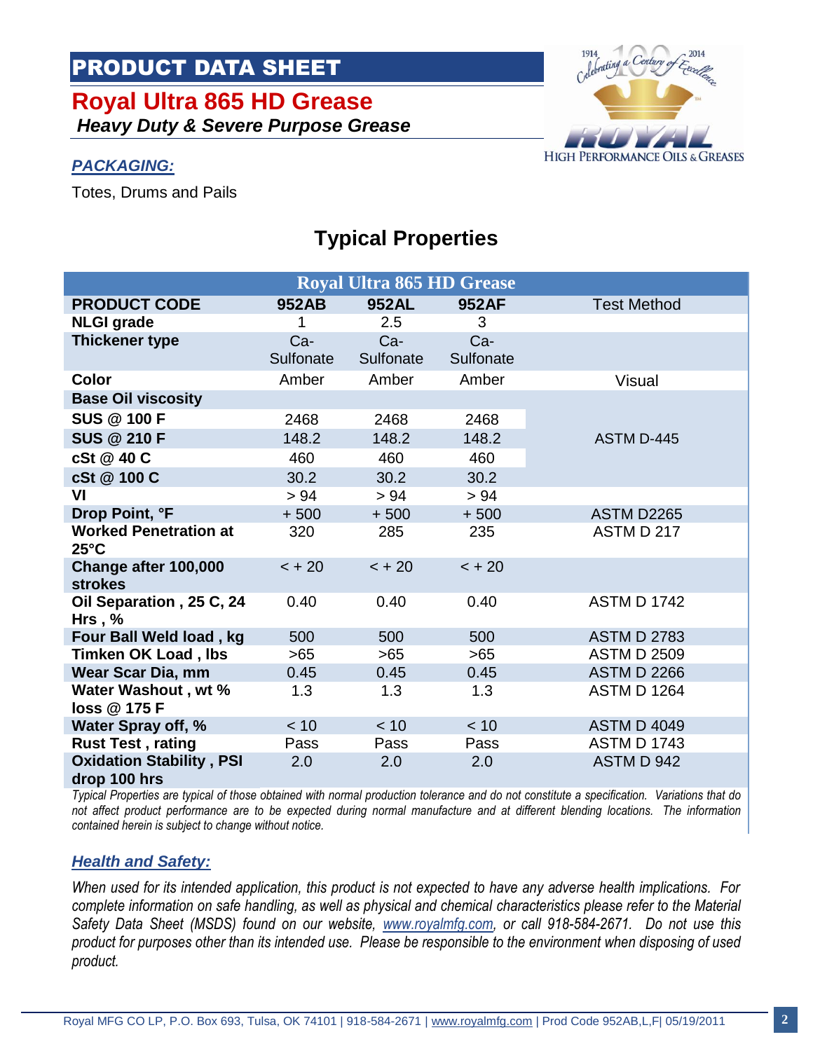# PRODUCT DATA SHEET

## Royal Ultra 865 HD Grease

***Heavy Duty & Severe Purpose Grease***

### *PACKAGING:*

Totes, Drums and Pails

## Typical Properties

| Royal Ultra 865 HD Grease | | | | |
|---|---|---|---|---|
| **PRODUCT CODE** | **952AB** | **952AL** | **952AF** | Test Method |
| **NLGI grade** | 1 | 2.5 | 3 | |
| **Thickener type** | Ca-Sulfonate | Ca-Sulfonate | Ca-Sulfonate | |
| **Color** | Amber | Amber | Amber | Visual |
| **Base Oil viscosity** | | | | |
| **SUS @ 100 F** | 2468 | 2468 | 2468 | ASTM D-445 |
| **SUS @ 210 F** | 148.2 | 148.2 | 148.2 | |
| **cSt @ 40 C** | 460 | 460 | 460 | |
| **cSt @ 100 C** | 30.2 | 30.2 | 30.2 | |
| **VI** | > 94 | > 94 | > 94 | |
| **Drop Point, °F** | + 500 | + 500 | + 500 | ASTM D2265 |
| **Worked Penetration at 25°C** | 320 | 285 | 235 | ASTM D 217 |
| **Change after 100,000 strokes** | < + 20 | < + 20 | < + 20 | |
| **Oil Separation , 25 C, 24 Hrs , %** | 0.40 | 0.40 | 0.40 | ASTM D 1742 |
| **Four Ball Weld load , kg** | 500 | 500 | 500 | ASTM D 2783 |
| **Timken OK Load , lbs** | >65 | >65 | >65 | ASTM D 2509 |
| **Wear Scar Dia, mm** | 0.45 | 0.45 | 0.45 | ASTM D 2266 |
| **Water Washout , wt % loss @ 175 F** | 1.3 | 1.3 | 1.3 | ASTM D 1264 |
| **Water Spray off, %** | < 10 | < 10 | < 10 | ASTM D 4049 |
| **Rust Test , rating** | Pass | Pass | Pass | ASTM D 1743 |
| **Oxidation Stability , PSI drop 100 hrs** | 2.0 | 2.0 | 2.0 | ASTM D 942 |

*Typical Properties are typical of those obtained with normal production tolerance and do not constitute a specification. Variations that do not affect product performance are to be expected during normal manufacture and at different blending locations. The information contained herein is subject to change without notice.*

### *Health and Safety:*

*When used for its intended application, this product is not expected to have any adverse health implications. For complete information on safe handling, as well as physical and chemical characteristics please refer to the Material Safety Data Sheet (MSDS) found on our website, www.royalmfg.com, or call 918-584-2671. Do not use this product for purposes other than its intended use. Please be responsible to the environment when disposing of used product.*

Royal MFG CO LP, P.O. Box 693, Tulsa, OK 74101 | 918-584-2671 | www.royalmfg.com | Prod Code 952AB,L,F| 05/19/2011